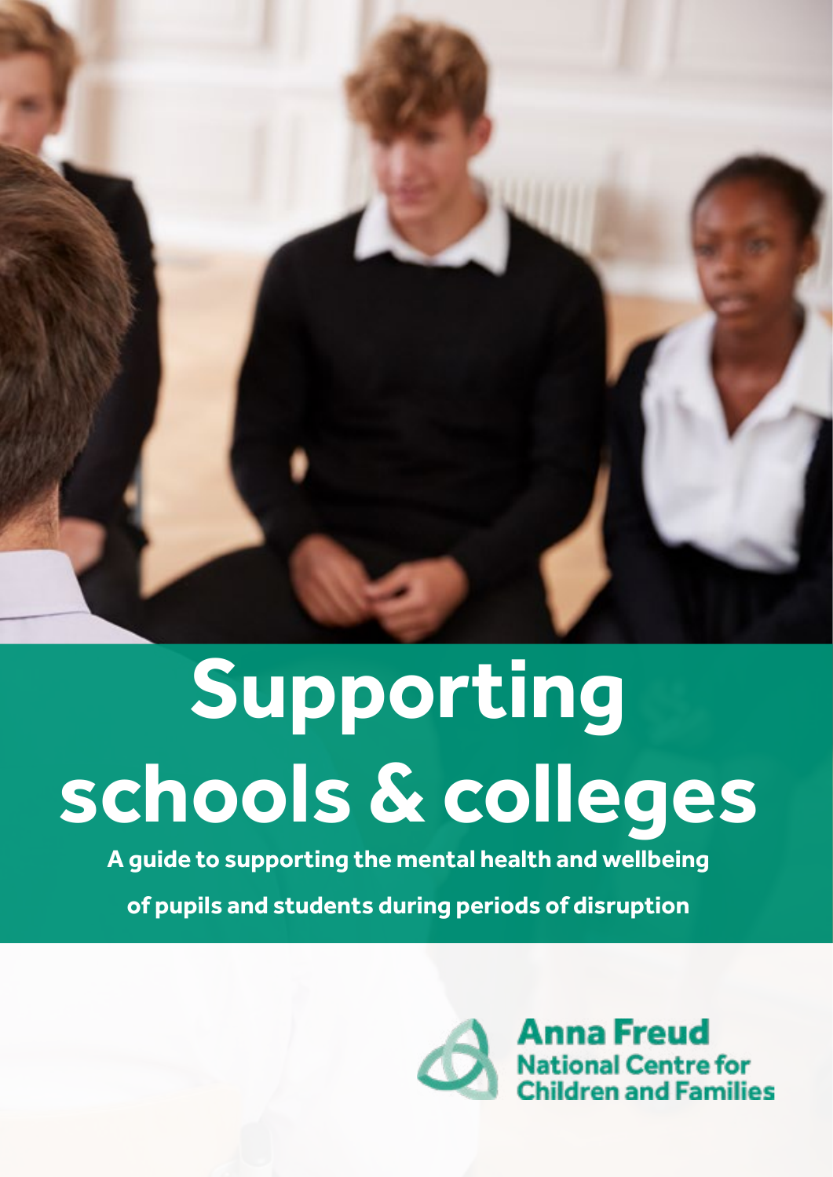# Supporting schools & colleges

**A guide to supporting the mental health and wellbeing of pupils and students during periods of disruption**

Anna Freud National Centre for Children and Families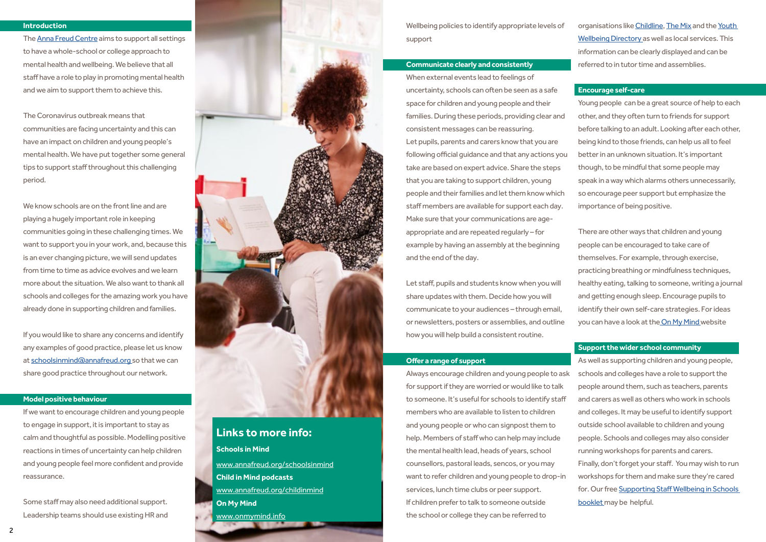## Introduction

The Anna Freud Centre aims to support all settings to have a whole-school or college approach to mental health and wellbeing. We believe that all staff have a role to play in promoting mental health and we aim to support them to achieve this.

The Coronavirus outbreak means that communities are facing uncertainty and this can have an impact on children and young people's mental health. We have put together some general tips to support staff throughout this challenging period.

We know schools are on the front line and are playing a hugely important role in keeping communities going in these challenging times. We want to support you in your work, and, because this is an ever changing picture, we will send updates from time to time as advice evolves and we learn more about the situation. We also want to thank all schools and colleges for the amazing work you have already done in supporting children and families.

If you would like to share any concerns and identify any examples of good practice, please let us know at schoolsinmind@annafreud.org so that we can share good practice throughout our network.

## Model positive behaviour

If we want to encourage children and young people to engage in support, it is important to stay as calm and thoughtful as possible. Modelling positive reactions in times of uncertainty can help children and young people feel more confident and provide reassurance.

Some staff may also need additional support. Leadership teams should use existing HR and Wellbeing policies to identify appropriate levels of support

## Links to more info:

**Schools in Mind**

www.annafreud.org/schoolsinmind

**Child in Mind podcasts**

www.annafreud.org/childinmind

**On My Mind**

www.onmymind.info

## Communicate clearly and consistently

When external events lead to feelings of uncertainty, schools can often be seen as a safe space for children and young people and their families. During these periods, providing clear and consistent messages can be reassuring.
Let pupils, parents and carers know that you are following official guidance and that any actions you take are based on expert advice. Share the steps that you are taking to support children, young people and their families and let them know which staff members are available for support each day. Make sure that your communications are age-appropriate and are repeated regularly – for example by having an assembly at the beginning and the end of the day.

Let staff, pupils and students know when you will share updates with them. Decide how you will communicate to your audiences – through email, or newsletters, posters or assemblies, and outline how you will help build a consistent routine.

## Offer a range of support

Always encourage children and young people to ask for support if they are worried or would like to talk to someone. It's useful for schools to identify staff members who are available to listen to children and young people or who can signpost them to help. Members of staff who can help may include the mental health lead, heads of years, school counsellors, pastoral leads, sencos, or you may want to refer children and young people to drop-in services, lunch time clubs or peer support.
If children prefer to talk to someone outside the school or college they can be referred to organisations like Childline, The Mix and the Youth Wellbeing Directory as well as local services. This information can be clearly displayed and can be referred to in tutor time and assemblies.

## Encourage self-care

Young people can be a great source of help to each other, and they often turn to friends for support before talking to an adult. Looking after each other, being kind to those friends, can help us all to feel better in an unknown situation. It's important though, to be mindful that some people may speak in a way which alarms others unnecessarily, so encourage peer support but emphasize the importance of being positive.

There are other ways that children and young people can be encouraged to take care of themselves. For example, through exercise, practicing breathing or mindfulness techniques, healthy eating, talking to someone, writing a journal and getting enough sleep. Encourage pupils to identify their own self-care strategies. For ideas you can have a look at the On My Mind website

## Support the wider school community

As well as supporting children and young people, schools and colleges have a role to support the people around them, such as teachers, parents and carers as well as others who work in schools and colleges. It may be useful to identify support outside school available to children and young people. Schools and colleges may also consider running workshops for parents and carers.
Finally, don't forget your staff. You may wish to run workshops for them and make sure they're cared for. Our free Supporting Staff Wellbeing in Schools booklet may be helpful.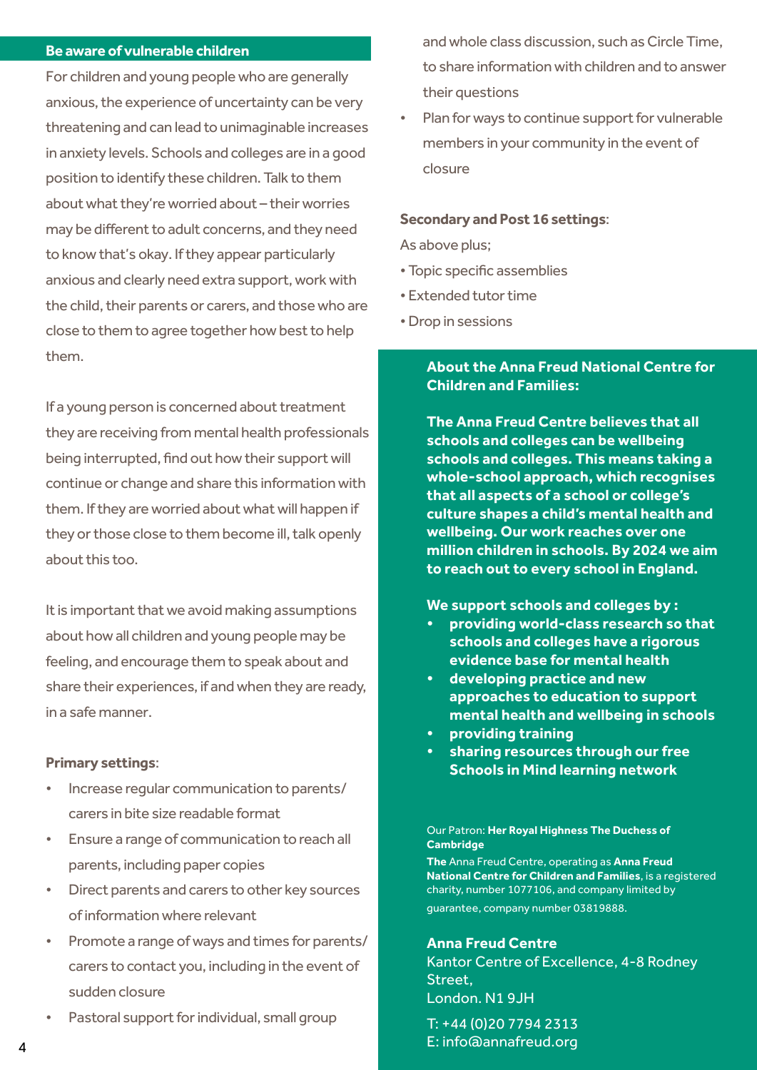## Be aware of vulnerable children

For children and young people who are generally anxious, the experience of uncertainty can be very threatening and can lead to unimaginable increases in anxiety levels. Schools and colleges are in a good position to identify these children. Talk to them about what they're worried about – their worries may be different to adult concerns, and they need to know that's okay. If they appear particularly anxious and clearly need extra support, work with the child, their parents or carers, and those who are close to them to agree together how best to help them.

If a young person is concerned about treatment they are receiving from mental health professionals being interrupted, find out how their support will continue or change and share this information with them. If they are worried about what will happen if they or those close to them become ill, talk openly about this too.

It is important that we avoid making assumptions about how all children and young people may be feeling, and encourage them to speak about and share their experiences, if and when they are ready, in a safe manner.

**Primary settings**:

- Increase regular communication to parents/carers in bite size readable format
- Ensure a range of communication to reach all parents, including paper copies
- Direct parents and carers to other key sources of information where relevant
- Promote a range of ways and times for parents/carers to contact you, including in the event of sudden closure
- Pastoral support for individual, small group and whole class discussion, such as Circle Time, to share information with children and to answer their questions
- Plan for ways to continue support for vulnerable members in your community in the event of closure

**Secondary and Post 16 settings**:

As above plus;

- Topic specific assemblies
- Extended tutor time
- Drop in sessions

**About the Anna Freud National Centre for Children and Families:**

**The Anna Freud Centre believes that all schools and colleges can be wellbeing schools and colleges. This means taking a whole-school approach, which recognises that all aspects of a school or college's culture shapes a child's mental health and wellbeing. Our work reaches over one million children in schools. By 2024 we aim to reach out to every school in England.**

**We support schools and colleges by :**

- **providing world-class research so that schools and colleges have a rigorous evidence base for mental health**
- **developing practice and new approaches to education to support mental health and wellbeing in schools**
- **providing training**
- **sharing resources through our free Schools in Mind learning network**

Our Patron: **Her Royal Highness The Duchess of Cambridge**

**The** Anna Freud Centre, operating as **Anna Freud National Centre for Children and Families**, is a registered charity, number 1077106, and company limited by guarantee, company number 03819888.

**Anna Freud Centre**
Kantor Centre of Excellence, 4-8 Rodney Street,
London. N1 9JH

T: +44 (0)20 7794 2313
E: info@annafreud.org